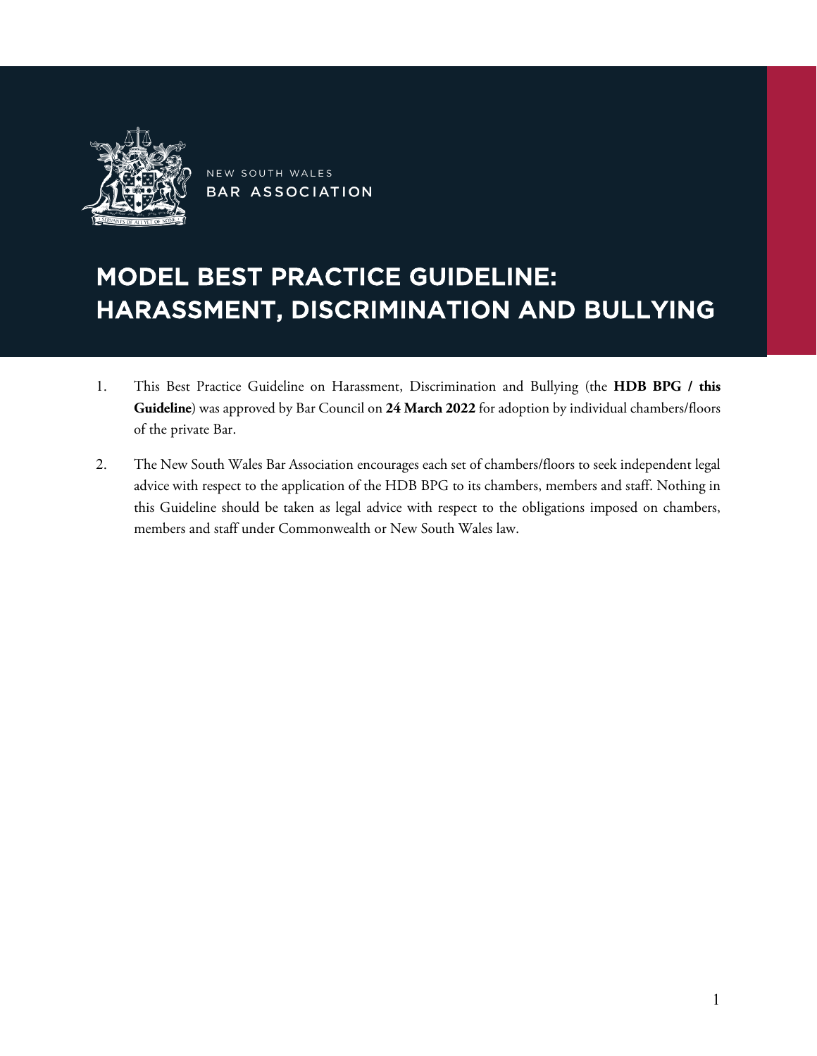NEW SOUTH WALES
BAR ASSOCIATION

# MODEL BEST PRACTICE GUIDELINE: HARASSMENT, DISCRIMINATION AND BULLYING

1. This Best Practice Guideline on Harassment, Discrimination and Bullying (the **HDB BPG / this Guideline**) was approved by Bar Council on **24 March 2022** for adoption by individual chambers/floors of the private Bar.

2. The New South Wales Bar Association encourages each set of chambers/floors to seek independent legal advice with respect to the application of the HDB BPG to its chambers, members and staff. Nothing in this Guideline should be taken as legal advice with respect to the obligations imposed on chambers, members and staff under Commonwealth or New South Wales law.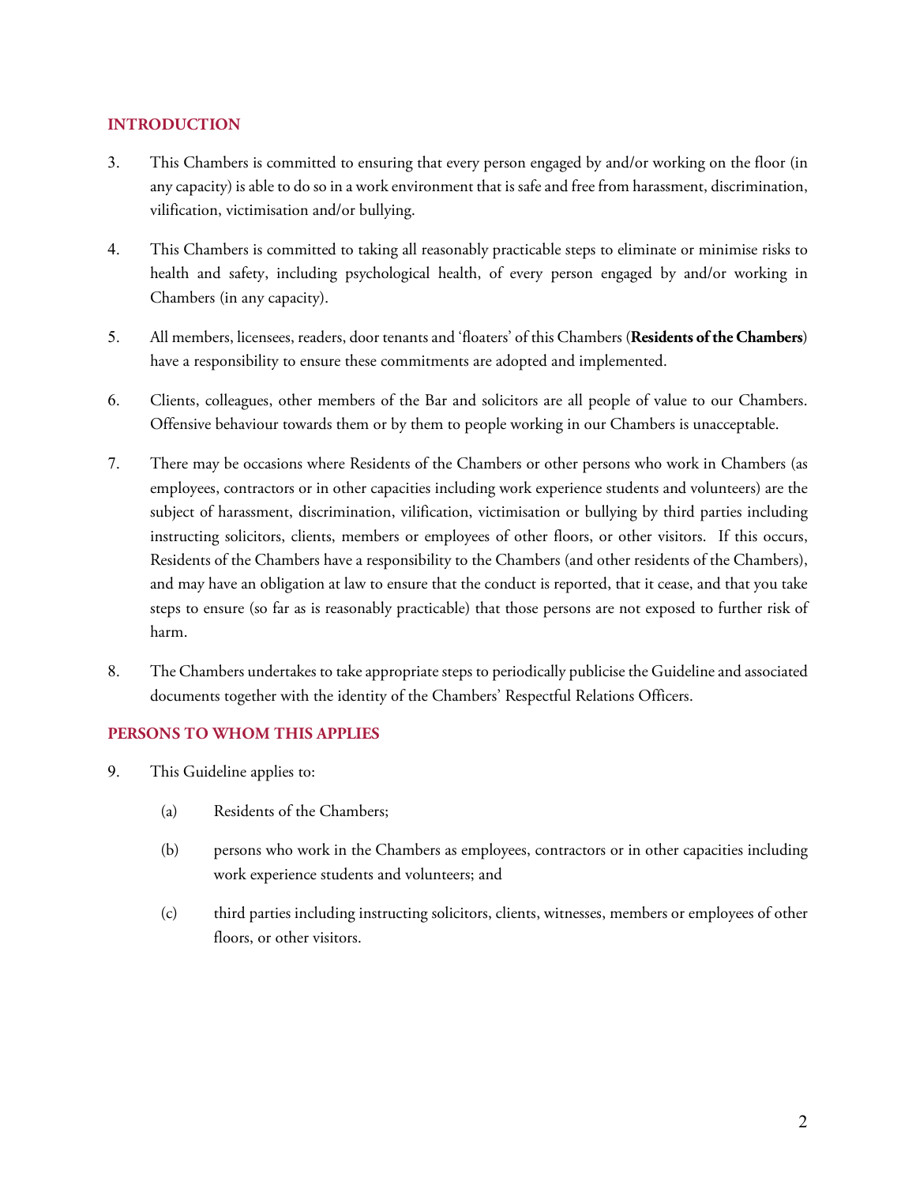## INTRODUCTION

3. This Chambers is committed to ensuring that every person engaged by and/or working on the floor (in any capacity) is able to do so in a work environment that is safe and free from harassment, discrimination, vilification, victimisation and/or bullying.

4. This Chambers is committed to taking all reasonably practicable steps to eliminate or minimise risks to health and safety, including psychological health, of every person engaged by and/or working in Chambers (in any capacity).

5. All members, licensees, readers, door tenants and 'floaters' of this Chambers (**Residents of the Chambers**) have a responsibility to ensure these commitments are adopted and implemented.

6. Clients, colleagues, other members of the Bar and solicitors are all people of value to our Chambers. Offensive behaviour towards them or by them to people working in our Chambers is unacceptable.

7. There may be occasions where Residents of the Chambers or other persons who work in Chambers (as employees, contractors or in other capacities including work experience students and volunteers) are the subject of harassment, discrimination, vilification, victimisation or bullying by third parties including instructing solicitors, clients, members or employees of other floors, or other visitors. If this occurs, Residents of the Chambers have a responsibility to the Chambers (and other residents of the Chambers), and may have an obligation at law to ensure that the conduct is reported, that it cease, and that you take steps to ensure (so far as is reasonably practicable) that those persons are not exposed to further risk of harm.

8. The Chambers undertakes to take appropriate steps to periodically publicise the Guideline and associated documents together with the identity of the Chambers' Respectful Relations Officers.

## PERSONS TO WHOM THIS APPLIES

9. This Guideline applies to:

   (a) Residents of the Chambers;

   (b) persons who work in the Chambers as employees, contractors or in other capacities including work experience students and volunteers; and

   (c) third parties including instructing solicitors, clients, witnesses, members or employees of other floors, or other visitors.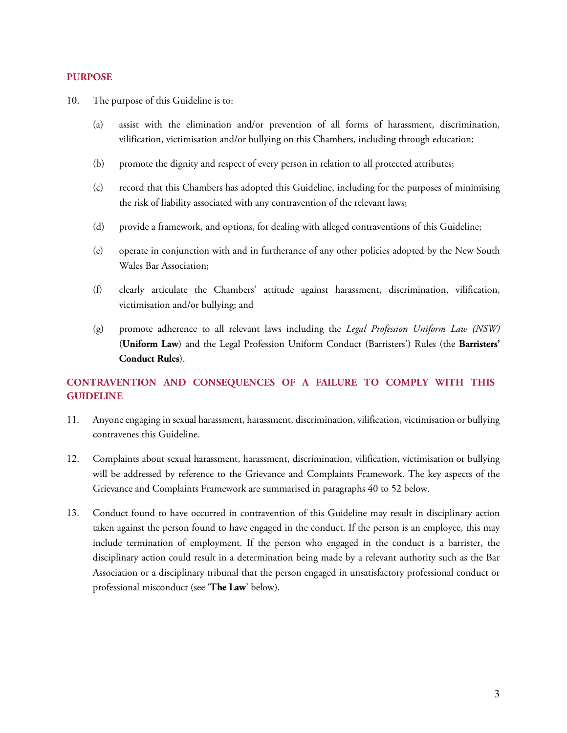## PURPOSE

10. The purpose of this Guideline is to:

    (a) assist with the elimination and/or prevention of all forms of harassment, discrimination, vilification, victimisation and/or bullying on this Chambers, including through education;

    (b) promote the dignity and respect of every person in relation to all protected attributes;

    (c) record that this Chambers has adopted this Guideline, including for the purposes of minimising the risk of liability associated with any contravention of the relevant laws;

    (d) provide a framework, and options, for dealing with alleged contraventions of this Guideline;

    (e) operate in conjunction with and in furtherance of any other policies adopted by the New South Wales Bar Association;

    (f) clearly articulate the Chambers' attitude against harassment, discrimination, vilification, victimisation and/or bullying; and

    (g) promote adherence to all relevant laws including the *Legal Profession Uniform Law (NSW)* (**Uniform Law**) and the Legal Profession Uniform Conduct (Barristers') Rules (the **Barristers' Conduct Rules**).

## CONTRAVENTION AND CONSEQUENCES OF A FAILURE TO COMPLY WITH THIS GUIDELINE

11. Anyone engaging in sexual harassment, harassment, discrimination, vilification, victimisation or bullying contravenes this Guideline.

12. Complaints about sexual harassment, harassment, discrimination, vilification, victimisation or bullying will be addressed by reference to the Grievance and Complaints Framework. The key aspects of the Grievance and Complaints Framework are summarised in paragraphs 40 to 52 below.

13. Conduct found to have occurred in contravention of this Guideline may result in disciplinary action taken against the person found to have engaged in the conduct. If the person is an employee, this may include termination of employment. If the person who engaged in the conduct is a barrister, the disciplinary action could result in a determination being made by a relevant authority such as the Bar Association or a disciplinary tribunal that the person engaged in unsatisfactory professional conduct or professional misconduct (see '**The Law**' below).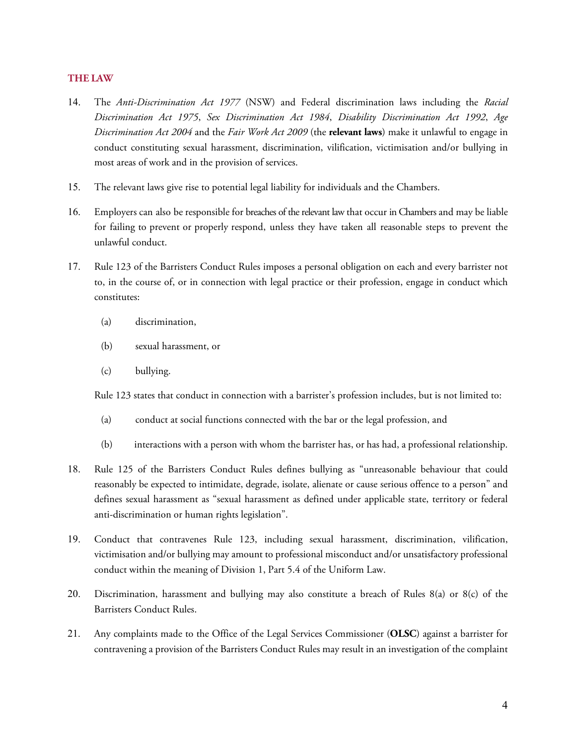## THE LAW

14. The *Anti-Discrimination Act 1977* (NSW) and Federal discrimination laws including the *Racial Discrimination Act 1975*, *Sex Discrimination Act 1984*, *Disability Discrimination Act 1992*, *Age Discrimination Act 2004* and the *Fair Work Act 2009* (the **relevant laws**) make it unlawful to engage in conduct constituting sexual harassment, discrimination, vilification, victimisation and/or bullying in most areas of work and in the provision of services.

15. The relevant laws give rise to potential legal liability for individuals and the Chambers.

16. Employers can also be responsible for breaches of the relevant law that occur in Chambers and may be liable for failing to prevent or properly respond, unless they have taken all reasonable steps to prevent the unlawful conduct.

17. Rule 123 of the Barristers Conduct Rules imposes a personal obligation on each and every barrister not to, in the course of, or in connection with legal practice or their profession, engage in conduct which constitutes:

    (a) discrimination,

    (b) sexual harassment, or

    (c) bullying.

    Rule 123 states that conduct in connection with a barrister's profession includes, but is not limited to:

    (a) conduct at social functions connected with the bar or the legal profession, and

    (b) interactions with a person with whom the barrister has, or has had, a professional relationship.

18. Rule 125 of the Barristers Conduct Rules defines bullying as "unreasonable behaviour that could reasonably be expected to intimidate, degrade, isolate, alienate or cause serious offence to a person" and defines sexual harassment as "sexual harassment as defined under applicable state, territory or federal anti-discrimination or human rights legislation".

19. Conduct that contravenes Rule 123, including sexual harassment, discrimination, vilification, victimisation and/or bullying may amount to professional misconduct and/or unsatisfactory professional conduct within the meaning of Division 1, Part 5.4 of the Uniform Law.

20. Discrimination, harassment and bullying may also constitute a breach of Rules 8(a) or 8(c) of the Barristers Conduct Rules.

21. Any complaints made to the Office of the Legal Services Commissioner (**OLSC**) against a barrister for contravening a provision of the Barristers Conduct Rules may result in an investigation of the complaint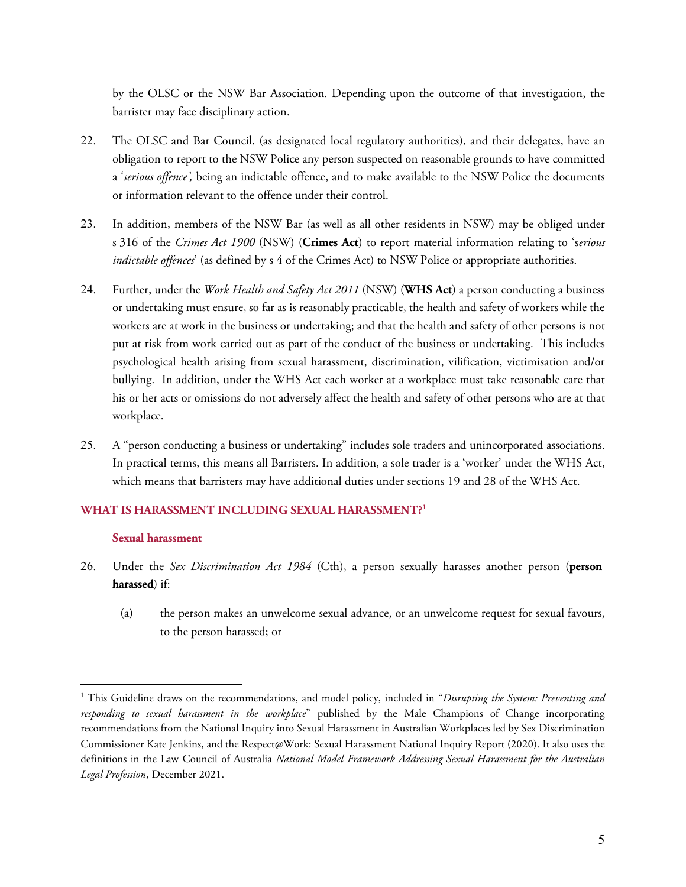by the OLSC or the NSW Bar Association. Depending upon the outcome of that investigation, the barrister may face disciplinary action.

22. The OLSC and Bar Council, (as designated local regulatory authorities), and their delegates, have an obligation to report to the NSW Police any person suspected on reasonable grounds to have committed a '*serious offence',* being an indictable offence, and to make available to the NSW Police the documents or information relevant to the offence under their control.

23. In addition, members of the NSW Bar (as well as all other residents in NSW) may be obliged under s 316 of the *Crimes Act 1900* (NSW) (**Crimes Act**) to report material information relating to '*serious indictable offences*' (as defined by s 4 of the Crimes Act) to NSW Police or appropriate authorities.

24. Further, under the *Work Health and Safety Act 2011* (NSW) (**WHS Act**) a person conducting a business or undertaking must ensure, so far as is reasonably practicable, the health and safety of workers while the workers are at work in the business or undertaking; and that the health and safety of other persons is not put at risk from work carried out as part of the conduct of the business or undertaking. This includes psychological health arising from sexual harassment, discrimination, vilification, victimisation and/or bullying. In addition, under the WHS Act each worker at a workplace must take reasonable care that his or her acts or omissions do not adversely affect the health and safety of other persons who are at that workplace.

25. A "person conducting a business or undertaking" includes sole traders and unincorporated associations. In practical terms, this means all Barristers. In addition, a sole trader is a 'worker' under the WHS Act, which means that barristers may have additional duties under sections 19 and 28 of the WHS Act.

## WHAT IS HARASSMENT INCLUDING SEXUAL HARASSMENT?[1]

### Sexual harassment

26. Under the *Sex Discrimination Act 1984* (Cth), a person sexually harasses another person (**person harassed**) if:

    (a) the person makes an unwelcome sexual advance, or an unwelcome request for sexual favours, to the person harassed; or

---

[1] This Guideline draws on the recommendations, and model policy, included in "*Disrupting the System: Preventing and responding to sexual harassment in the workplace*" published by the Male Champions of Change incorporating recommendations from the National Inquiry into Sexual Harassment in Australian Workplaces led by Sex Discrimination Commissioner Kate Jenkins, and the Respect@Work: Sexual Harassment National Inquiry Report (2020). It also uses the definitions in the Law Council of Australia *National Model Framework Addressing Sexual Harassment for the Australian Legal Profession*, December 2021.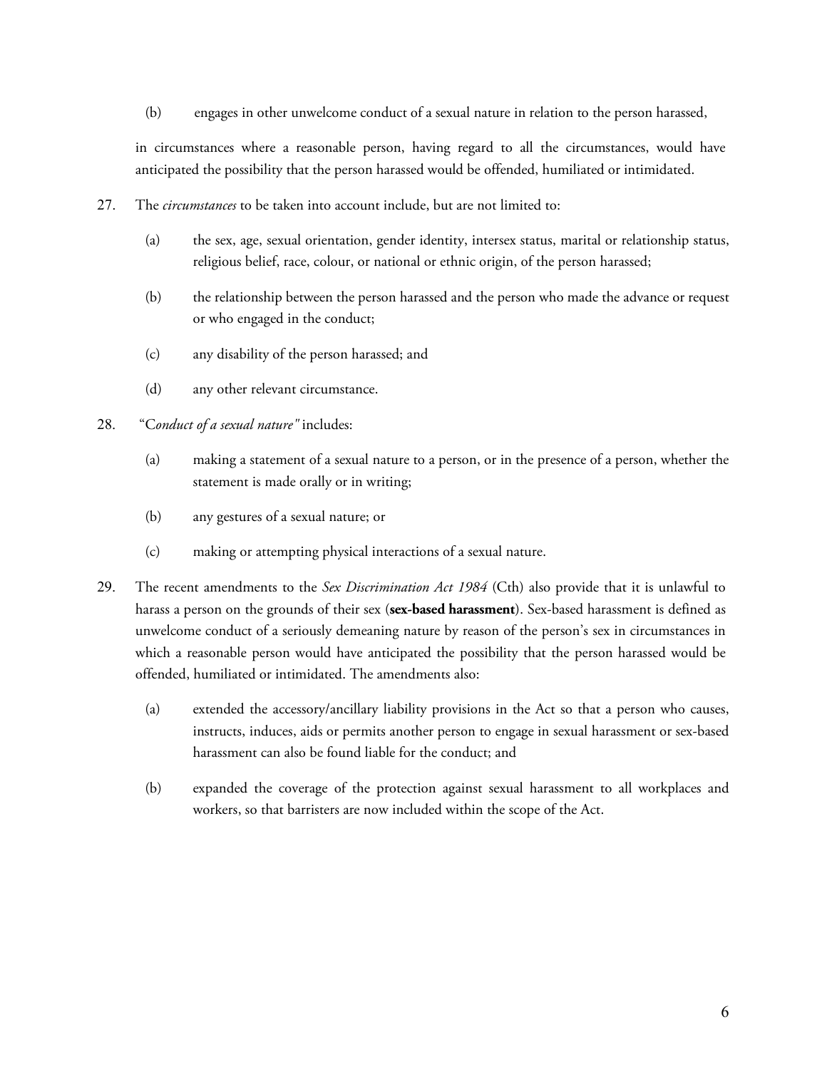(b) engages in other unwelcome conduct of a sexual nature in relation to the person harassed,

in circumstances where a reasonable person, having regard to all the circumstances, would have anticipated the possibility that the person harassed would be offended, humiliated or intimidated.

27. The *circumstances* to be taken into account include, but are not limited to:

    (a) the sex, age, sexual orientation, gender identity, intersex status, marital or relationship status, religious belief, race, colour, or national or ethnic origin, of the person harassed;

    (b) the relationship between the person harassed and the person who made the advance or request or who engaged in the conduct;

    (c) any disability of the person harassed; and

    (d) any other relevant circumstance.

28. "C*onduct of a sexual nature"* includes:

    (a) making a statement of a sexual nature to a person, or in the presence of a person, whether the statement is made orally or in writing;

    (b) any gestures of a sexual nature; or

    (c) making or attempting physical interactions of a sexual nature.

29. The recent amendments to the *Sex Discrimination Act 1984* (Cth) also provide that it is unlawful to harass a person on the grounds of their sex (**sex-based harassment**). Sex-based harassment is defined as unwelcome conduct of a seriously demeaning nature by reason of the person's sex in circumstances in which a reasonable person would have anticipated the possibility that the person harassed would be offended, humiliated or intimidated. The amendments also:

    (a) extended the accessory/ancillary liability provisions in the Act so that a person who causes, instructs, induces, aids or permits another person to engage in sexual harassment or sex-based harassment can also be found liable for the conduct; and

    (b) expanded the coverage of the protection against sexual harassment to all workplaces and workers, so that barristers are now included within the scope of the Act.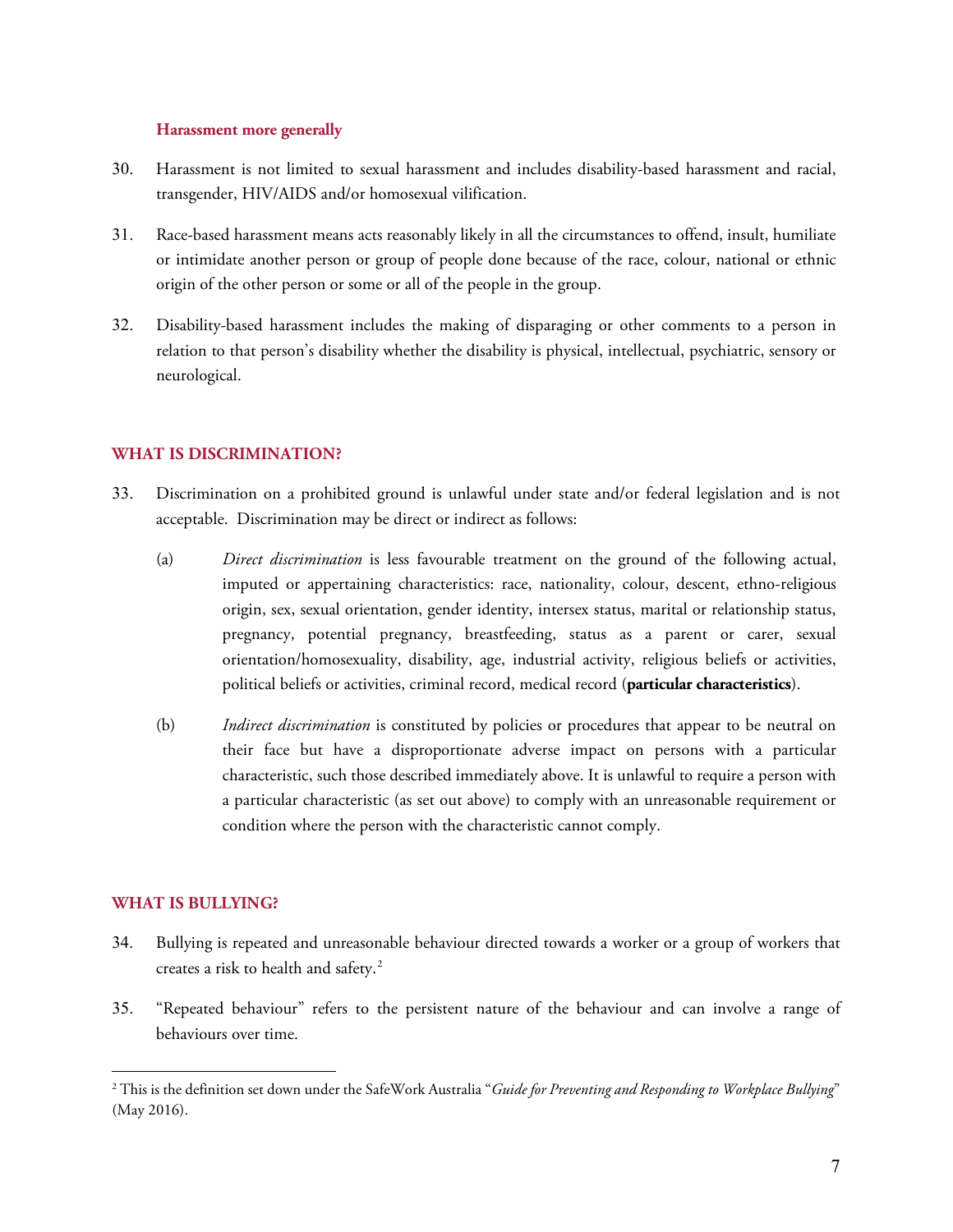### Harassment more generally

30. Harassment is not limited to sexual harassment and includes disability-based harassment and racial, transgender, HIV/AIDS and/or homosexual vilification.

31. Race-based harassment means acts reasonably likely in all the circumstances to offend, insult, humiliate or intimidate another person or group of people done because of the race, colour, national or ethnic origin of the other person or some or all of the people in the group.

32. Disability-based harassment includes the making of disparaging or other comments to a person in relation to that person's disability whether the disability is physical, intellectual, psychiatric, sensory or neurological.

## WHAT IS DISCRIMINATION?

33. Discrimination on a prohibited ground is unlawful under state and/or federal legislation and is not acceptable. Discrimination may be direct or indirect as follows:

    (a) *Direct discrimination* is less favourable treatment on the ground of the following actual, imputed or appertaining characteristics: race, nationality, colour, descent, ethno-religious origin, sex, sexual orientation, gender identity, intersex status, marital or relationship status, pregnancy, potential pregnancy, breastfeeding, status as a parent or carer, sexual orientation/homosexuality, disability, age, industrial activity, religious beliefs or activities, political beliefs or activities, criminal record, medical record (**particular characteristics**).

    (b) *Indirect discrimination* is constituted by policies or procedures that appear to be neutral on their face but have a disproportionate adverse impact on persons with a particular characteristic, such those described immediately above. It is unlawful to require a person with a particular characteristic (as set out above) to comply with an unreasonable requirement or condition where the person with the characteristic cannot comply.

## WHAT IS BULLYING?

34. Bullying is repeated and unreasonable behaviour directed towards a worker or a group of workers that creates a risk to health and safety.[2]

35. "Repeated behaviour" refers to the persistent nature of the behaviour and can involve a range of behaviours over time.

---

[2] This is the definition set down under the SafeWork Australia "*Guide for Preventing and Responding to Workplace Bullying*" (May 2016).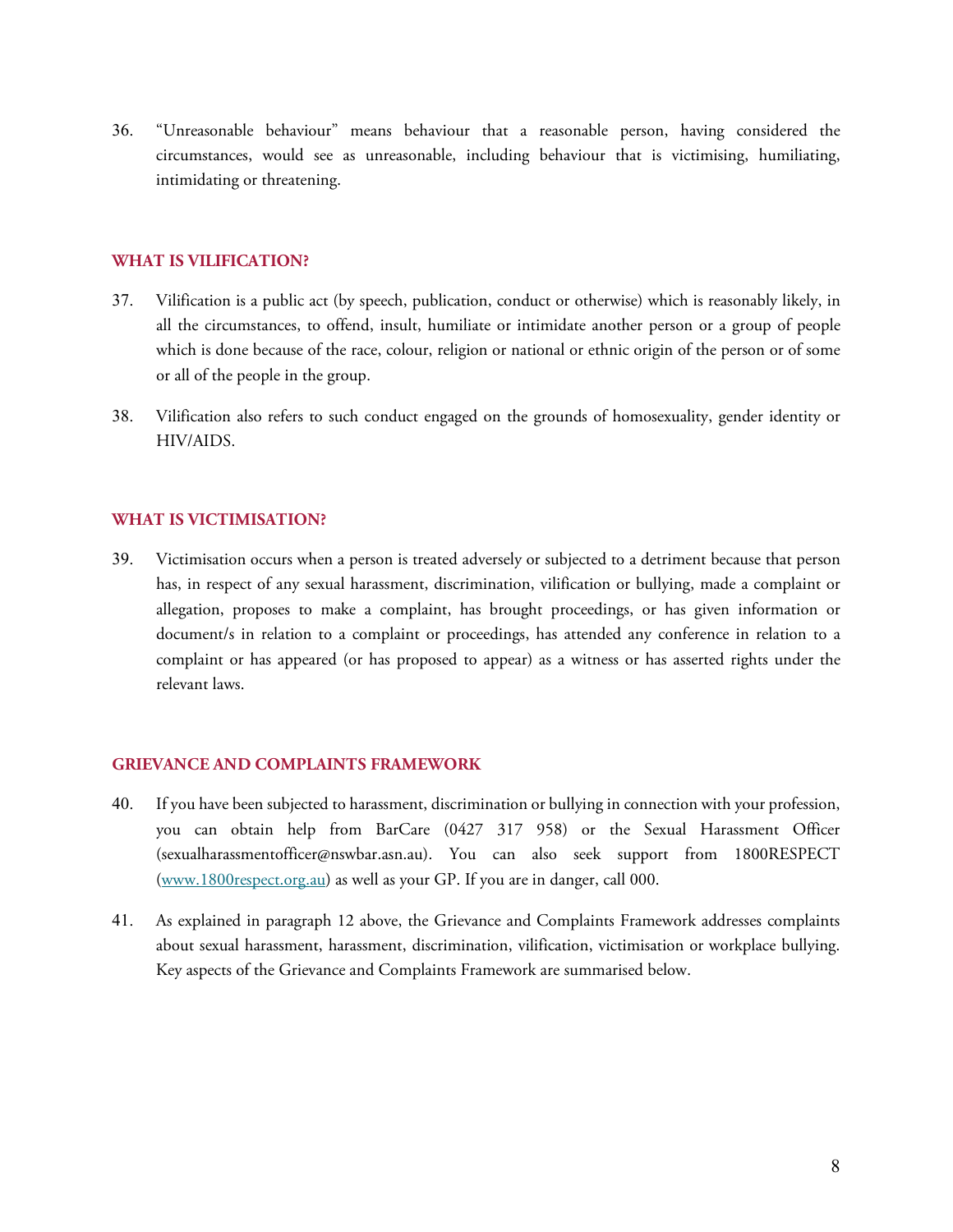36. "Unreasonable behaviour" means behaviour that a reasonable person, having considered the circumstances, would see as unreasonable, including behaviour that is victimising, humiliating, intimidating or threatening.

## WHAT IS VILIFICATION?

37. Vilification is a public act (by speech, publication, conduct or otherwise) which is reasonably likely, in all the circumstances, to offend, insult, humiliate or intimidate another person or a group of people which is done because of the race, colour, religion or national or ethnic origin of the person or of some or all of the people in the group.

38. Vilification also refers to such conduct engaged on the grounds of homosexuality, gender identity or HIV/AIDS.

## WHAT IS VICTIMISATION?

39. Victimisation occurs when a person is treated adversely or subjected to a detriment because that person has, in respect of any sexual harassment, discrimination, vilification or bullying, made a complaint or allegation, proposes to make a complaint, has brought proceedings, or has given information or document/s in relation to a complaint or proceedings, has attended any conference in relation to a complaint or has appeared (or has proposed to appear) as a witness or has asserted rights under the relevant laws.

## GRIEVANCE AND COMPLAINTS FRAMEWORK

40. If you have been subjected to harassment, discrimination or bullying in connection with your profession, you can obtain help from BarCare (0427 317 958) or the Sexual Harassment Officer (sexualharassmentofficer@nswbar.asn.au). You can also seek support from 1800RESPECT ([www.1800respect.org.au](http://www.1800respect.org.au)) as well as your GP. If you are in danger, call 000.

41. As explained in paragraph 12 above, the Grievance and Complaints Framework addresses complaints about sexual harassment, harassment, discrimination, vilification, victimisation or workplace bullying. Key aspects of the Grievance and Complaints Framework are summarised below.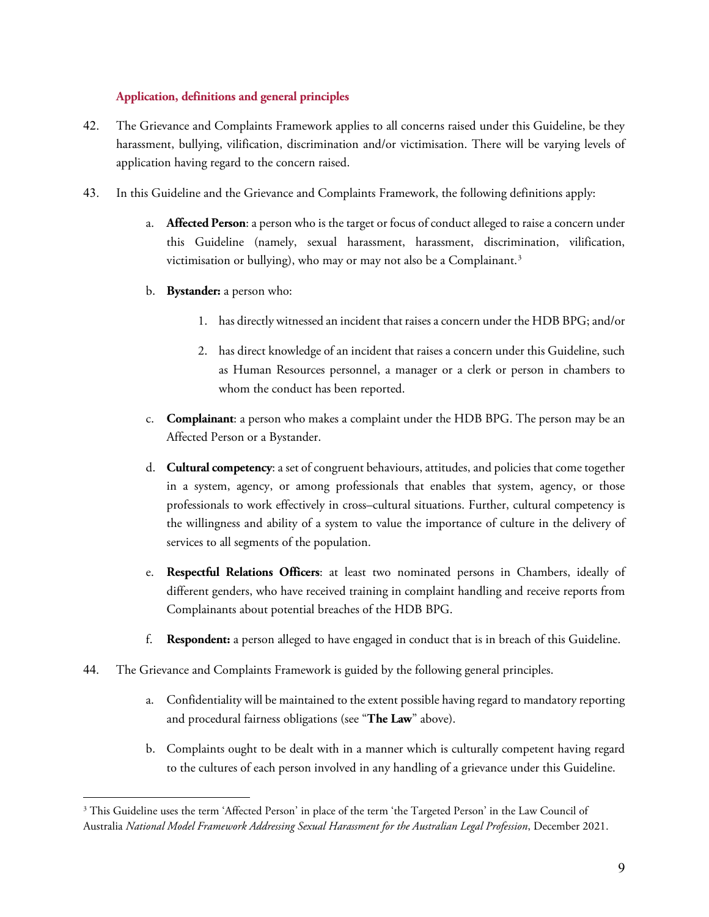### Application, definitions and general principles

42. The Grievance and Complaints Framework applies to all concerns raised under this Guideline, be they harassment, bullying, vilification, discrimination and/or victimisation. There will be varying levels of application having regard to the concern raised.

43. In this Guideline and the Grievance and Complaints Framework, the following definitions apply:

    a. **Affected Person**: a person who is the target or focus of conduct alleged to raise a concern under this Guideline (namely, sexual harassment, harassment, discrimination, vilification, victimisation or bullying), who may or may not also be a Complainant.[3]

    b. **Bystander:** a person who:

        1. has directly witnessed an incident that raises a concern under the HDB BPG; and/or

        2. has direct knowledge of an incident that raises a concern under this Guideline, such as Human Resources personnel, a manager or a clerk or person in chambers to whom the conduct has been reported.

    c. **Complainant**: a person who makes a complaint under the HDB BPG. The person may be an Affected Person or a Bystander.

    d. **Cultural competency**: a set of congruent behaviours, attitudes, and policies that come together in a system, agency, or among professionals that enables that system, agency, or those professionals to work effectively in cross–cultural situations. Further, cultural competency is the willingness and ability of a system to value the importance of culture in the delivery of services to all segments of the population.

    e. **Respectful Relations Officers**: at least two nominated persons in Chambers, ideally of different genders, who have received training in complaint handling and receive reports from Complainants about potential breaches of the HDB BPG.

    f. **Respondent:** a person alleged to have engaged in conduct that is in breach of this Guideline.

44. The Grievance and Complaints Framework is guided by the following general principles.

    a. Confidentiality will be maintained to the extent possible having regard to mandatory reporting and procedural fairness obligations (see "**The Law**" above).

    b. Complaints ought to be dealt with in a manner which is culturally competent having regard to the cultures of each person involved in any handling of a grievance under this Guideline.

---

[3] This Guideline uses the term 'Affected Person' in place of the term 'the Targeted Person' in the Law Council of Australia *National Model Framework Addressing Sexual Harassment for the Australian Legal Profession*, December 2021.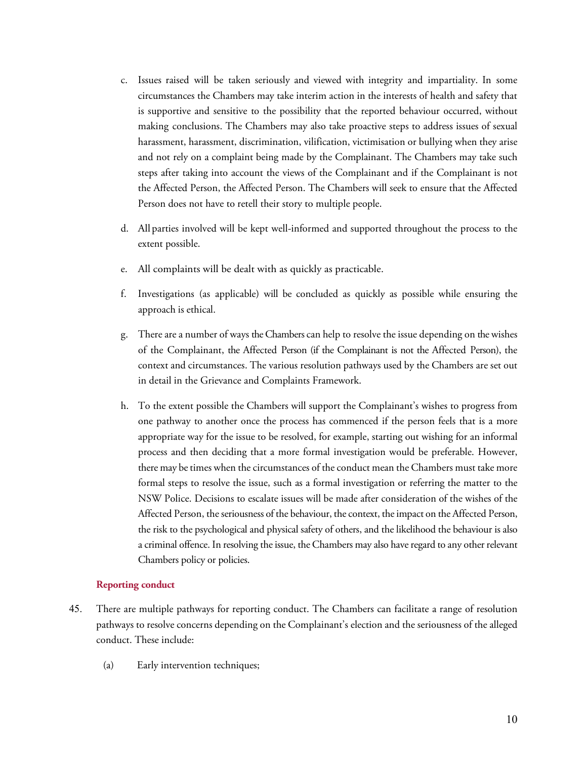c. Issues raised will be taken seriously and viewed with integrity and impartiality. In some circumstances the Chambers may take interim action in the interests of health and safety that is supportive and sensitive to the possibility that the reported behaviour occurred, without making conclusions. The Chambers may also take proactive steps to address issues of sexual harassment, harassment, discrimination, vilification, victimisation or bullying when they arise and not rely on a complaint being made by the Complainant. The Chambers may take such steps after taking into account the views of the Complainant and if the Complainant is not the Affected Person, the Affected Person. The Chambers will seek to ensure that the Affected Person does not have to retell their story to multiple people.

d. All parties involved will be kept well-informed and supported throughout the process to the extent possible.

e. All complaints will be dealt with as quickly as practicable.

f. Investigations (as applicable) will be concluded as quickly as possible while ensuring the approach is ethical.

g. There are a number of ways the Chambers can help to resolve the issue depending on the wishes of the Complainant, the Affected Person (if the Complainant is not the Affected Person), the context and circumstances. The various resolution pathways used by the Chambers are set out in detail in the Grievance and Complaints Framework.

h. To the extent possible the Chambers will support the Complainant's wishes to progress from one pathway to another once the process has commenced if the person feels that is a more appropriate way for the issue to be resolved, for example, starting out wishing for an informal process and then deciding that a more formal investigation would be preferable. However, there may be times when the circumstances of the conduct mean the Chambers must take more formal steps to resolve the issue, such as a formal investigation or referring the matter to the NSW Police. Decisions to escalate issues will be made after consideration of the wishes of the Affected Person, the seriousness of the behaviour, the context, the impact on the Affected Person, the risk to the psychological and physical safety of others, and the likelihood the behaviour is also a criminal offence. In resolving the issue, the Chambers may also have regard to any other relevant Chambers policy or policies.

### Reporting conduct

45. There are multiple pathways for reporting conduct. The Chambers can facilitate a range of resolution pathways to resolve concerns depending on the Complainant's election and the seriousness of the alleged conduct. These include:

    (a) Early intervention techniques;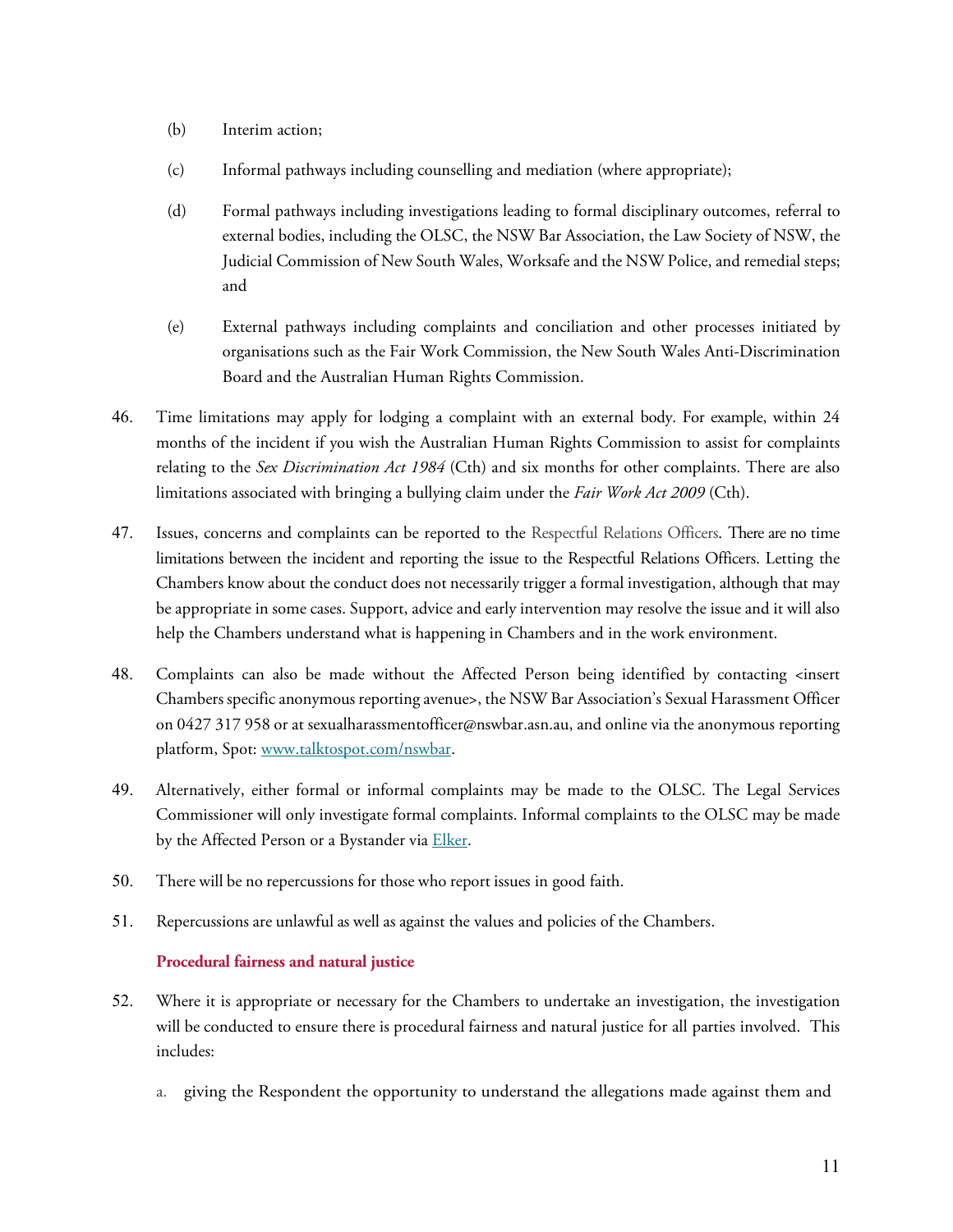(b) Interim action;

(c) Informal pathways including counselling and mediation (where appropriate);

(d) Formal pathways including investigations leading to formal disciplinary outcomes, referral to external bodies, including the OLSC, the NSW Bar Association, the Law Society of NSW, the Judicial Commission of New South Wales, Worksafe and the NSW Police, and remedial steps; and

(e) External pathways including complaints and conciliation and other processes initiated by organisations such as the Fair Work Commission, the New South Wales Anti-Discrimination Board and the Australian Human Rights Commission.

46. Time limitations may apply for lodging a complaint with an external body. For example, within 24 months of the incident if you wish the Australian Human Rights Commission to assist for complaints relating to the *Sex Discrimination Act 1984* (Cth) and six months for other complaints. There are also limitations associated with bringing a bullying claim under the *Fair Work Act 2009* (Cth).

47. Issues, concerns and complaints can be reported to the Respectful Relations Officers. There are no time limitations between the incident and reporting the issue to the Respectful Relations Officers. Letting the Chambers know about the conduct does not necessarily trigger a formal investigation, although that may be appropriate in some cases. Support, advice and early intervention may resolve the issue and it will also help the Chambers understand what is happening in Chambers and in the work environment.

48. Complaints can also be made without the Affected Person being identified by contacting <insert Chambers specific anonymous reporting avenue>, the NSW Bar Association's Sexual Harassment Officer on 0427 317 958 or at sexualharassmentofficer@nswbar.asn.au, and online via the anonymous reporting platform, Spot: [www.talktospot.com/nswbar](www.talktospot.com/nswbar).

49. Alternatively, either formal or informal complaints may be made to the OLSC. The Legal Services Commissioner will only investigate formal complaints. Informal complaints to the OLSC may be made by the Affected Person or a Bystander via [Elker](Elker).

50. There will be no repercussions for those who report issues in good faith.

51. Repercussions are unlawful as well as against the values and policies of the Chambers.

**Procedural fairness and natural justice**

52. Where it is appropriate or necessary for the Chambers to undertake an investigation, the investigation will be conducted to ensure there is procedural fairness and natural justice for all parties involved. This includes:

a. giving the Respondent the opportunity to understand the allegations made against them and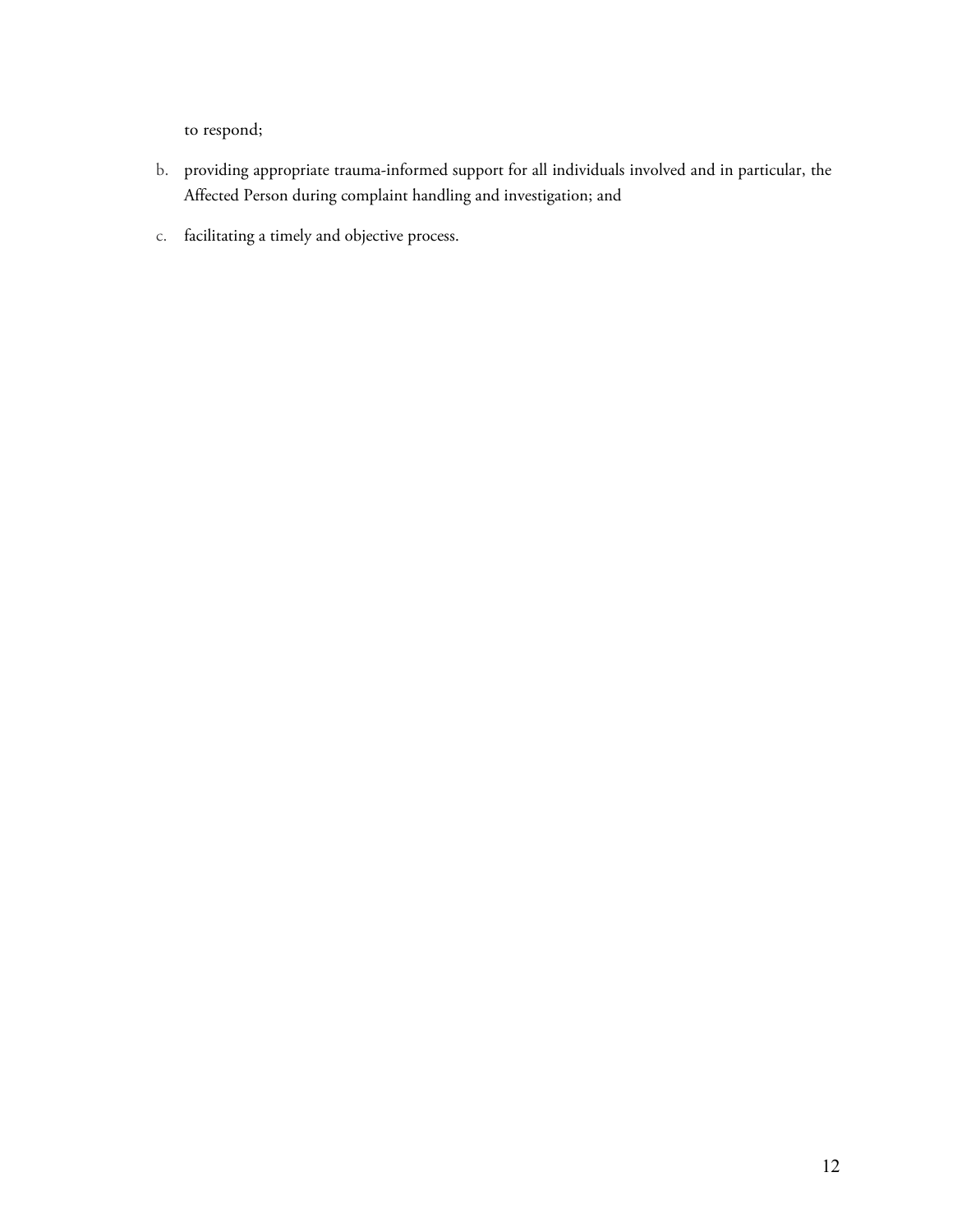to respond;

b. providing appropriate trauma-informed support for all individuals involved and in particular, the Affected Person during complaint handling and investigation; and

c. facilitating a timely and objective process.